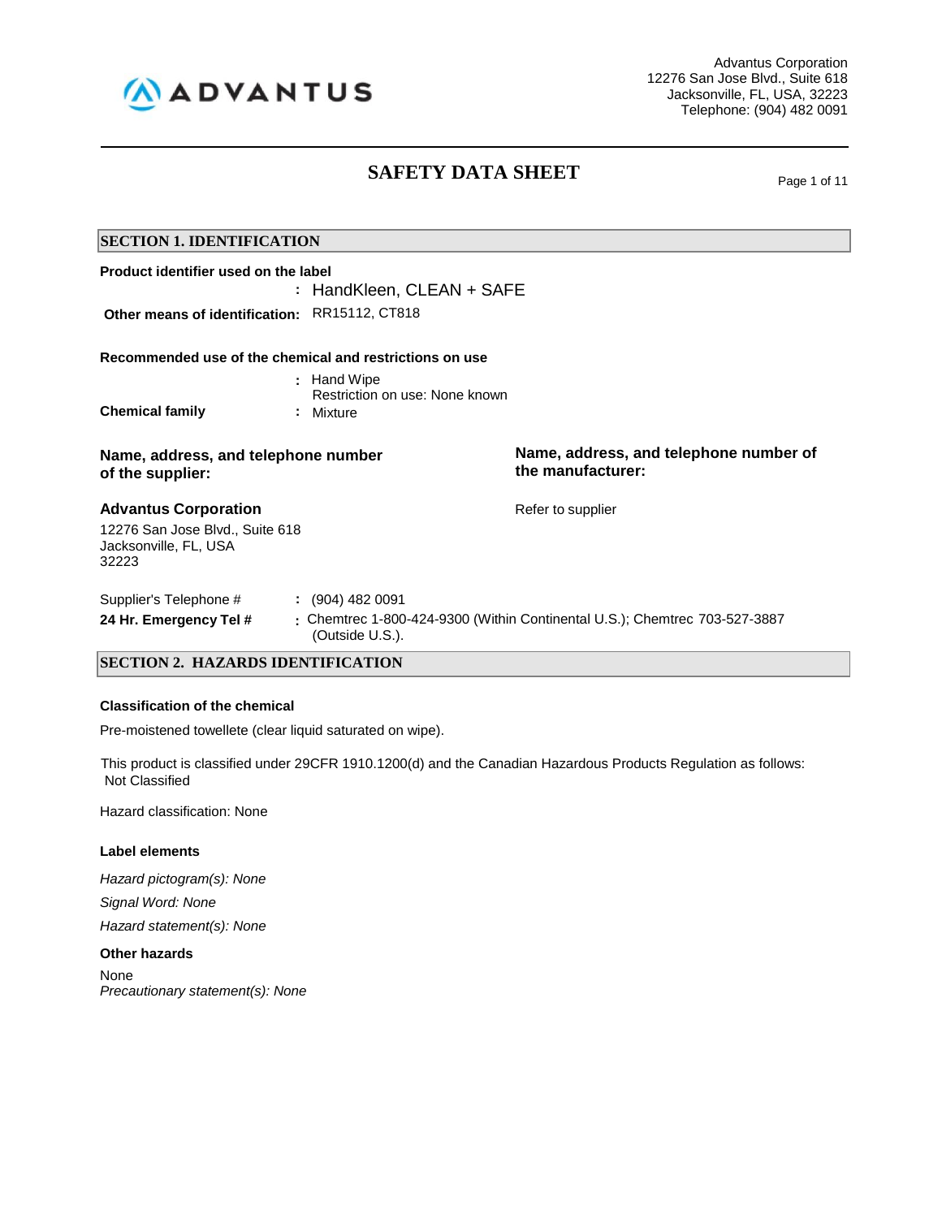Advantus Corporation
12276 San Jose Blvd., Suite 618
Jacksonville, FL, USA, 32223
Telephone: (904) 482 0091

# SAFETY DATA SHEET

## SECTION 1. IDENTIFICATION

**Product identifier used on the label**

: HandKleen, CLEAN + SAFE

**Other means of identification:** RR15112, CT818

**Recommended use of the chemical and restrictions on use**

: Hand Wipe
Restriction on use: None known

**Chemical family** : Mixture

**Name, address, and telephone number of the supplier:**

**Advantus Corporation**

12276 San Jose Blvd., Suite 618
Jacksonville, FL, USA
32223

**Name, address, and telephone number of the manufacturer:**

Refer to supplier

Supplier's Telephone # : (904) 482 0091

**24 Hr. Emergency Tel #** : Chemtrec 1-800-424-9300 (Within Continental U.S.); Chemtrec 703-527-3887 (Outside U.S.).

## SECTION 2. HAZARDS IDENTIFICATION

**Classification of the chemical**

Pre-moistened towellete (clear liquid saturated on wipe).

This product is classified under 29CFR 1910.1200(d) and the Canadian Hazardous Products Regulation as follows:
Not Classified

Hazard classification: None

**Label elements**

*Hazard pictogram(s): None*

*Signal Word: None*

*Hazard statement(s): None*

**Other hazards**

None

*Precautionary statement(s): None*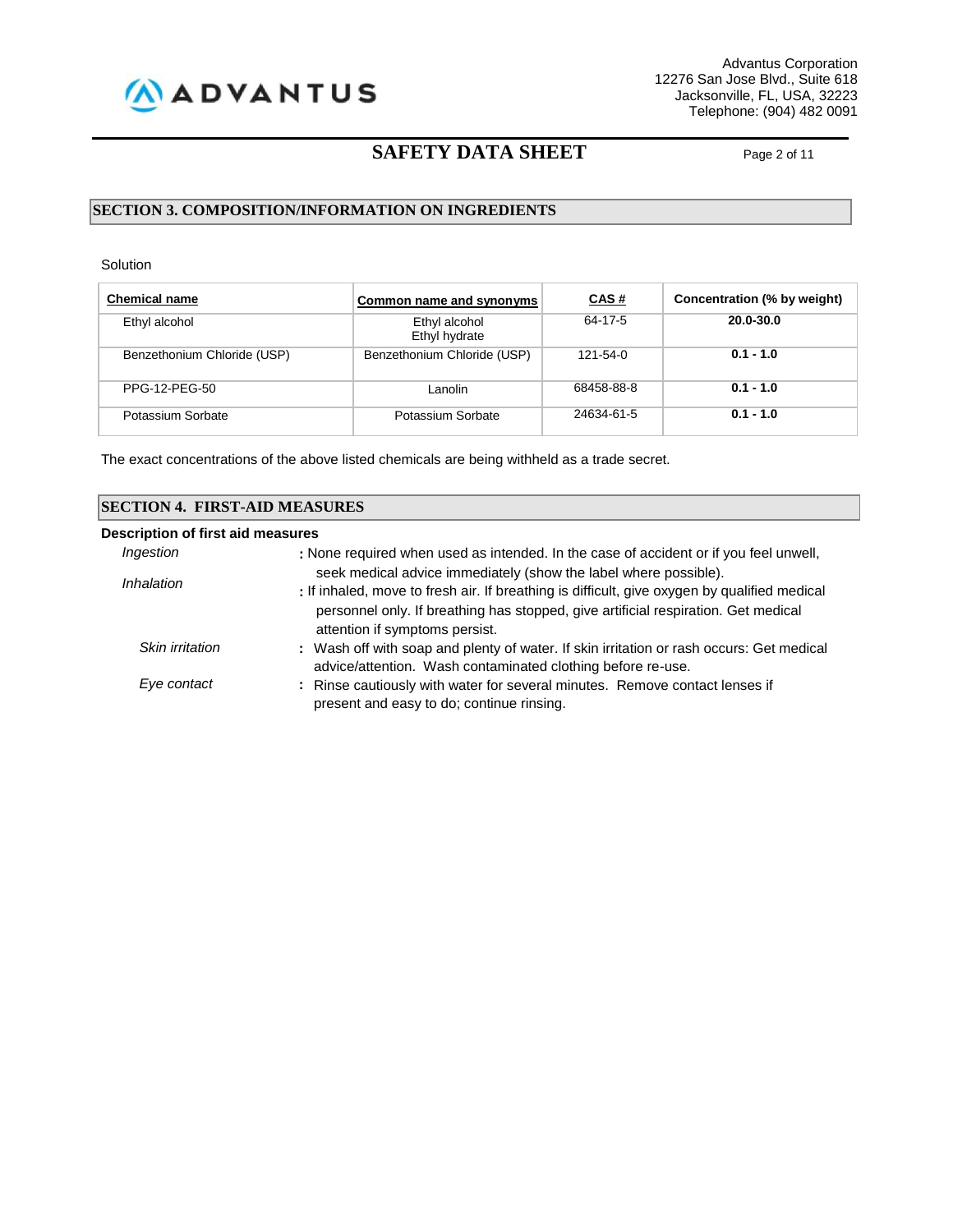## SECTION 3. COMPOSITION/INFORMATION ON INGREDIENTS

Solution

| Chemical name | Common name and synonyms | CAS # | Concentration (% by weight) |
|---|---|---|---|
| Ethyl alcohol | Ethyl alcohol Ethyl hydrate | 64-17-5 | **20.0-30.0** |
| Benzethonium Chloride (USP) | Benzethonium Chloride (USP) | 121-54-0 | **0.1 - 1.0** |
| PPG-12-PEG-50 | Lanolin | 68458-88-8 | **0.1 - 1.0** |
| Potassium Sorbate | Potassium Sorbate | 24634-61-5 | **0.1 - 1.0** |

The exact concentrations of the above listed chemicals are being withheld as a trade secret.

## SECTION 4. FIRST-AID MEASURES

**Description of first aid measures**

*Ingestion* : None required when used as intended. In the case of accident or if you feel unwell, seek medical advice immediately (show the label where possible).

*Inhalation* : If inhaled, move to fresh air. If breathing is difficult, give oxygen by qualified medical personnel only. If breathing has stopped, give artificial respiration. Get medical attention if symptoms persist.

*Skin irritation* : Wash off with soap and plenty of water. If skin irritation or rash occurs: Get medical advice/attention. Wash contaminated clothing before re-use.

*Eye contact* : Rinse cautiously with water for several minutes. Remove contact lenses if present and easy to do; continue rinsing.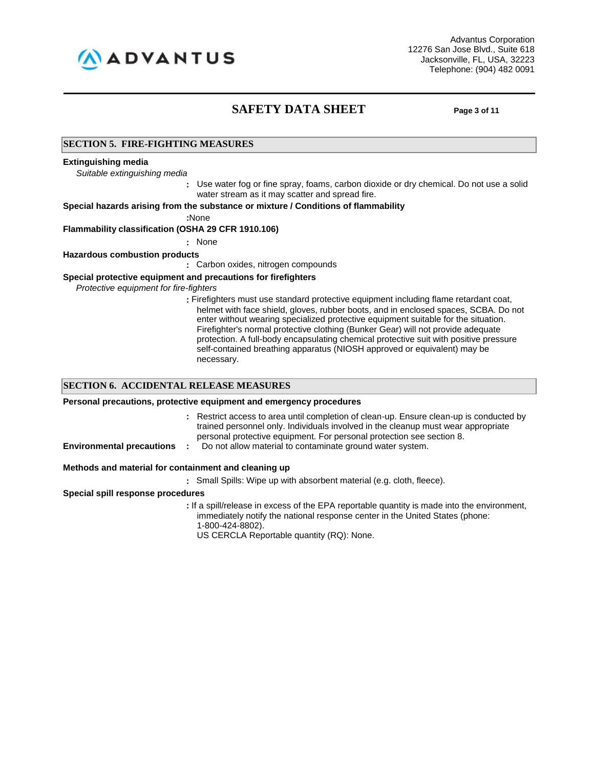## SECTION 5. FIRE-FIGHTING MEASURES

**Extinguishing media**

*Suitable extinguishing media*

: Use water fog or fine spray, foams, carbon dioxide or dry chemical. Do not use a solid water stream as it may scatter and spread fire.

**Special hazards arising from the substance or mixture / Conditions of flammability**

:None

**Flammability classification (OSHA 29 CFR 1910.106)**

: None

**Hazardous combustion products**

: Carbon oxides, nitrogen compounds

**Special protective equipment and precautions for firefighters**

*Protective equipment for fire-fighters*

: Firefighters must use standard protective equipment including flame retardant coat, helmet with face shield, gloves, rubber boots, and in enclosed spaces, SCBA. Do not enter without wearing specialized protective equipment suitable for the situation. Firefighter's normal protective clothing (Bunker Gear) will not provide adequate protection. A full-body encapsulating chemical protective suit with positive pressure self-contained breathing apparatus (NIOSH approved or equivalent) may be necessary.

## SECTION 6. ACCIDENTAL RELEASE MEASURES

**Personal precautions, protective equipment and emergency procedures**

: Restrict access to area until completion of clean-up. Ensure clean-up is conducted by trained personnel only. Individuals involved in the cleanup must wear appropriate personal protective equipment. For personal protection see section 8.

**Environmental precautions** : Do not allow material to contaminate ground water system.

**Methods and material for containment and cleaning up**

: Small Spills: Wipe up with absorbent material (e.g. cloth, fleece).

**Special spill response procedures**

: If a spill/release in excess of the EPA reportable quantity is made into the environment, immediately notify the national response center in the United States (phone: 1-800-424-8802).
US CERCLA Reportable quantity (RQ): None.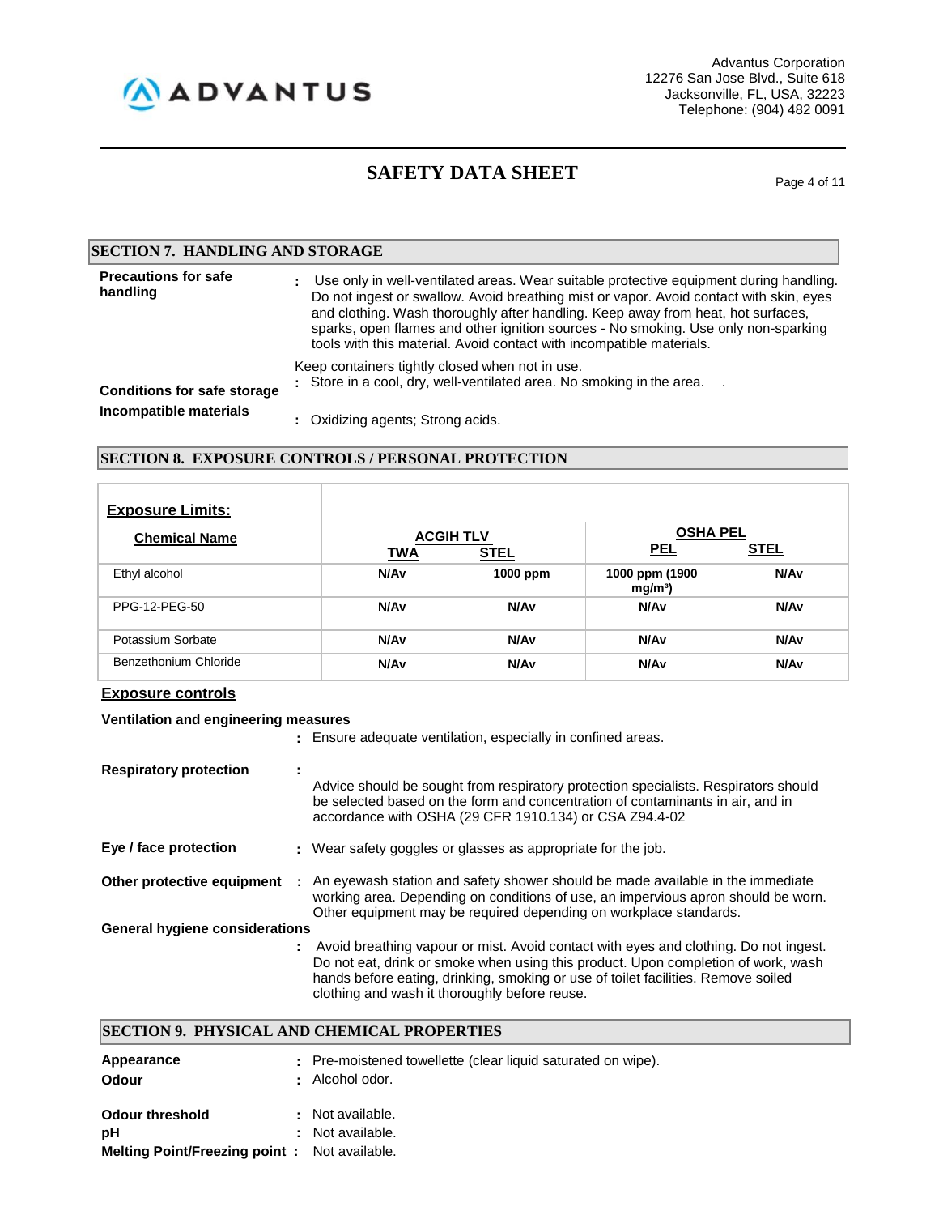## SECTION 7. HANDLING AND STORAGE

**Precautions for safe handling** : Use only in well-ventilated areas. Wear suitable protective equipment during handling. Do not ingest or swallow. Avoid breathing mist or vapor. Avoid contact with skin, eyes and clothing. Wash thoroughly after handling. Keep away from heat, hot surfaces, sparks, open flames and other ignition sources - No smoking. Use only non-sparking tools with this material. Avoid contact with incompatible materials.

Keep containers tightly closed when not in use.

**Conditions for safe storage** : Store in a cool, dry, well-ventilated area. No smoking in the area. .

**Incompatible materials** : Oxidizing agents; Strong acids.

## SECTION 8. EXPOSURE CONTROLS / PERSONAL PROTECTION

| Exposure Limits: | | | | |
|---|---|---|---|---|
| **Chemical Name** | **ACGIH TLV** | | **OSHA PEL** | |
| | **TWA** | **STEL** | **PEL** | **STEL** |
| Ethyl alcohol | N/Av | 1000 ppm | 1000 ppm (1900 mg/m³) | N/Av |
| PPG-12-PEG-50 | N/Av | N/Av | N/Av | N/Av |
| Potassium Sorbate | N/Av | N/Av | N/Av | N/Av |
| Benzethonium Chloride | N/Av | N/Av | N/Av | N/Av |

### Exposure controls

**Ventilation and engineering measures**
: Ensure adequate ventilation, especially in confined areas.

**Respiratory protection** : Advice should be sought from respiratory protection specialists. Respirators should be selected based on the form and concentration of contaminants in air, and in accordance with OSHA (29 CFR 1910.134) or CSA Z94.4-02

**Eye / face protection** : Wear safety goggles or glasses as appropriate for the job.

**Other protective equipment** : An eyewash station and safety shower should be made available in the immediate working area. Depending on conditions of use, an impervious apron should be worn. Other equipment may be required depending on workplace standards.

**General hygiene considerations**
: Avoid breathing vapour or mist. Avoid contact with eyes and clothing. Do not ingest. Do not eat, drink or smoke when using this product. Upon completion of work, wash hands before eating, drinking, smoking or use of toilet facilities. Remove soiled clothing and wash it thoroughly before reuse.

## SECTION 9. PHYSICAL AND CHEMICAL PROPERTIES

**Appearance** : Pre-moistened towellette (clear liquid saturated on wipe).

**Odour** : Alcohol odor.

**Odour threshold** : Not available.

**pH** : Not available.

**Melting Point/Freezing point** : Not available.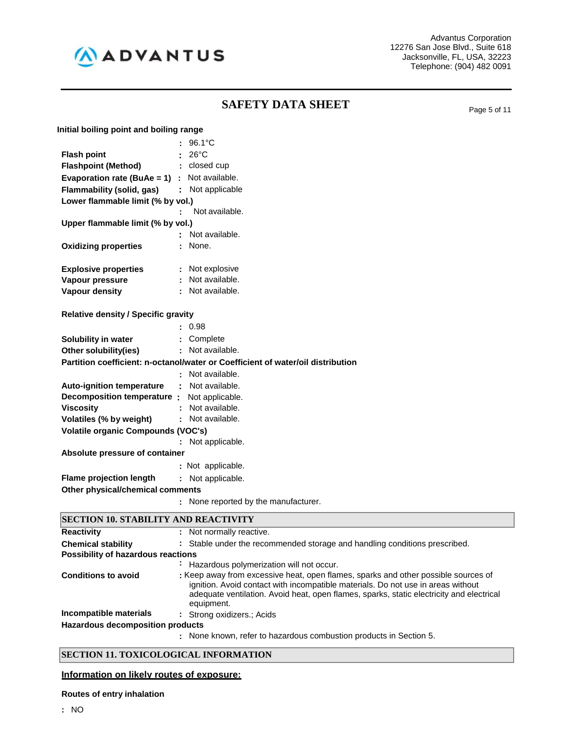**Initial boiling point and boiling range**

: 96.1°C

**Flash point** : 26°C

**Flashpoint (Method)** : closed cup

**Evaporation rate (BuAe = 1)** : Not available.

**Flammability (solid, gas)** : Not applicable

**Lower flammable limit (% by vol.)**

: Not available.

**Upper flammable limit (% by vol.)**

: Not available.

**Oxidizing properties** : None.

**Explosive properties** : Not explosive

**Vapour pressure** : Not available.

**Vapour density** : Not available.

**Relative density / Specific gravity**

: 0.98

**Solubility in water** : Complete

**Other solubility(ies)** : Not available.

**Partition coefficient: n-octanol/water or Coefficient of water/oil distribution**

: Not available.

**Auto-ignition temperature** : Not available.

**Decomposition temperature** : Not applicable.

**Viscosity** : Not available.

**Volatiles (% by weight)** : Not available.

**Volatile organic Compounds (VOC's)**

: Not applicable.

**Absolute pressure of container**

: Not applicable.

**Flame projection length** : Not applicable.

**Other physical/chemical comments**

: None reported by the manufacturer.

## SECTION 10. STABILITY AND REACTIVITY

**Reactivity** : Not normally reactive.

**Chemical stability** : Stable under the recommended storage and handling conditions prescribed.

**Possibility of hazardous reactions**

: Hazardous polymerization will not occur.

**Conditions to avoid** : Keep away from excessive heat, open flames, sparks and other possible sources of ignition. Avoid contact with incompatible materials. Do not use in areas without adequate ventilation. Avoid heat, open flames, sparks, static electricity and electrical equipment.

**Incompatible materials** : Strong oxidizers.; Acids

**Hazardous decomposition products**

: None known, refer to hazardous combustion products in Section 5.

## SECTION 11. TOXICOLOGICAL INFORMATION

**Information on likely routes of exposure:**

**Routes of entry inhalation**

: NO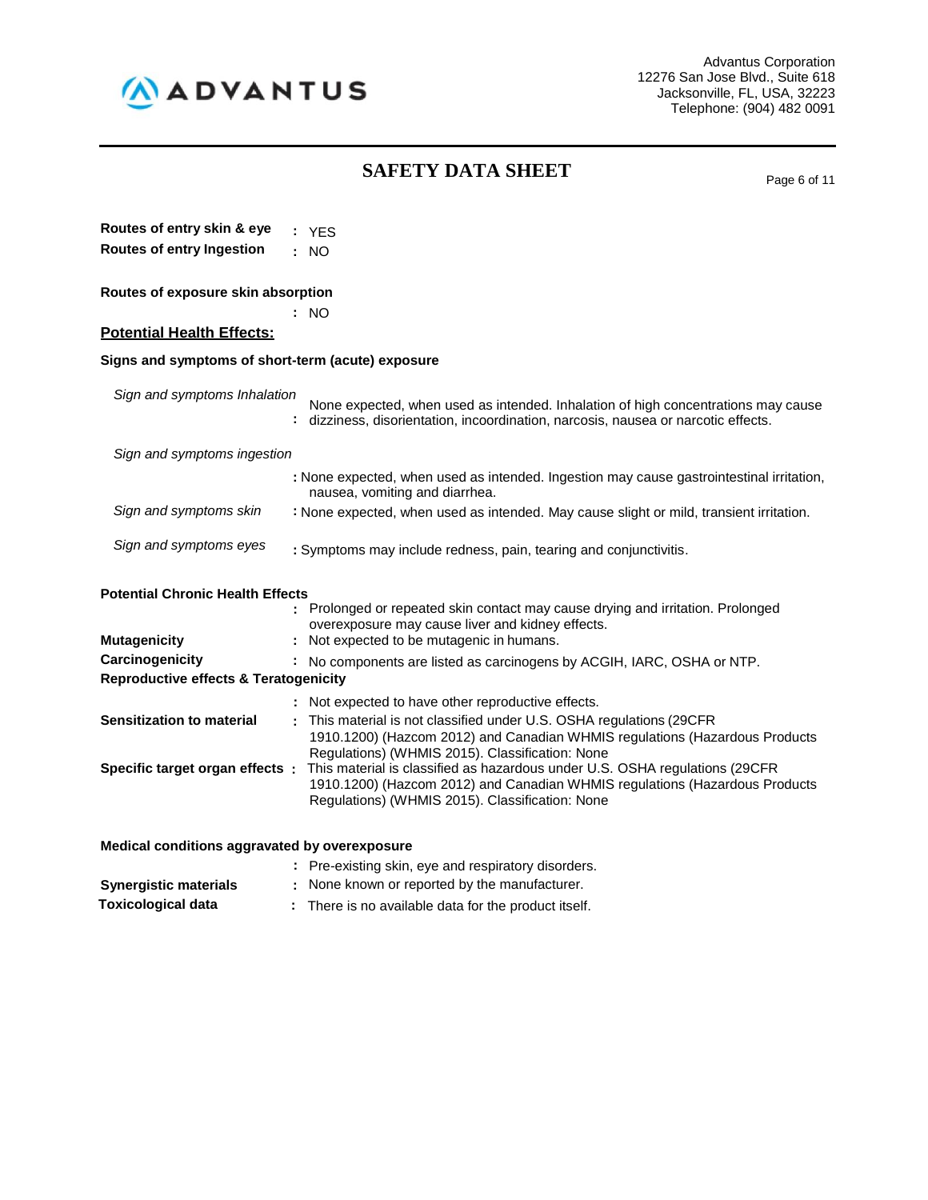**Routes of entry skin & eye** : YES

**Routes of entry Ingestion** : NO

**Routes of exposure skin absorption**

: NO

## Potential Health Effects:

**Signs and symptoms of short-term (acute) exposure**

*Sign and symptoms Inhalation* : None expected, when used as intended. Inhalation of high concentrations may cause dizziness, disorientation, incoordination, narcosis, nausea or narcotic effects.

*Sign and symptoms ingestion*

: None expected, when used as intended. Ingestion may cause gastrointestinal irritation, nausea, vomiting and diarrhea.

*Sign and symptoms skin* : None expected, when used as intended. May cause slight or mild, transient irritation.

*Sign and symptoms eyes* : Symptoms may include redness, pain, tearing and conjunctivitis.

**Potential Chronic Health Effects**

: Prolonged or repeated skin contact may cause drying and irritation. Prolonged overexposure may cause liver and kidney effects.

**Mutagenicity** : Not expected to be mutagenic in humans.

**Carcinogenicity** : No components are listed as carcinogens by ACGIH, IARC, OSHA or NTP.

**Reproductive effects & Teratogenicity**

: Not expected to have other reproductive effects.

**Sensitization to material** : This material is not classified under U.S. OSHA regulations (29CFR 1910.1200) (Hazcom 2012) and Canadian WHMIS regulations (Hazardous Products Regulations) (WHMIS 2015). Classification: None

**Specific target organ effects** : This material is classified as hazardous under U.S. OSHA regulations (29CFR 1910.1200) (Hazcom 2012) and Canadian WHMIS regulations (Hazardous Products Regulations) (WHMIS 2015). Classification: None

**Medical conditions aggravated by overexposure**

: Pre-existing skin, eye and respiratory disorders.

**Synergistic materials** : None known or reported by the manufacturer.

**Toxicological data** : There is no available data for the product itself.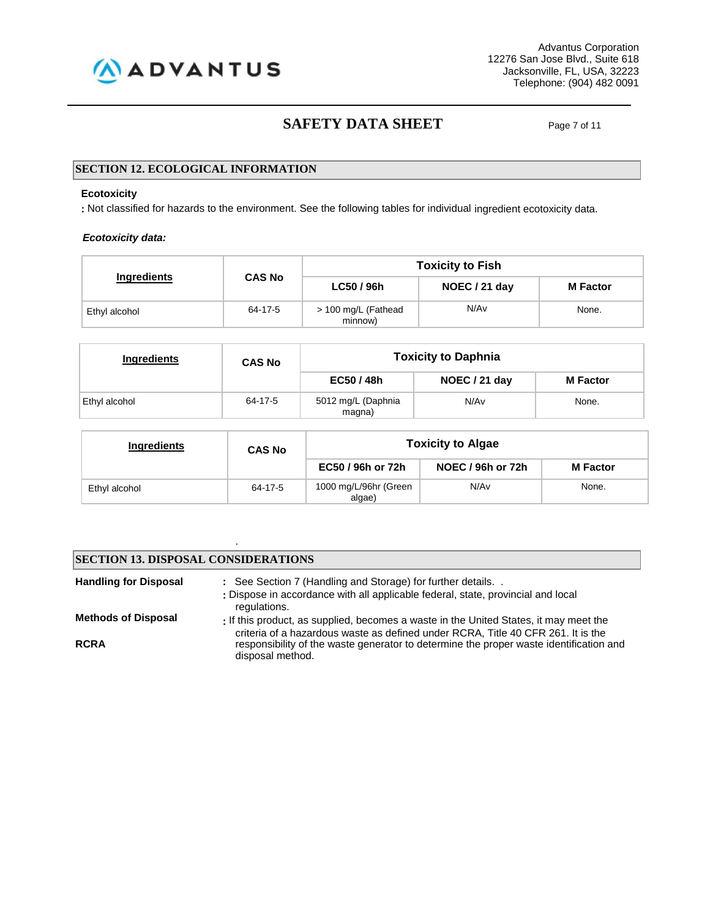## SECTION 12. ECOLOGICAL INFORMATION

**Ecotoxicity**

**:** Not classified for hazards to the environment. See the following tables for individual ingredient ecotoxicity data.

***Ecotoxicity data:***

| Ingredients | CAS No | Toxicity to Fish | | |
|---|---|---|---|---|
| | | LC50 / 96h | NOEC / 21 day | M Factor |
| Ethyl alcohol | 64-17-5 | > 100 mg/L (Fathead minnow) | N/Av | None. |

| Ingredients | CAS No | Toxicity to Daphnia | | |
|---|---|---|---|---|
| | | EC50 / 48h | NOEC / 21 day | M Factor |
| Ethyl alcohol | 64-17-5 | 5012 mg/L (Daphnia magna) | N/Av | None. |

| Ingredients | CAS No | Toxicity to Algae | | |
|---|---|---|---|---|
| | | EC50 / 96h or 72h | NOEC / 96h or 72h | M Factor |
| Ethyl alcohol | 64-17-5 | 1000 mg/L/96hr (Green algae) | N/Av | None. |

.

## SECTION 13. DISPOSAL CONSIDERATIONS

**Handling for Disposal** : See Section 7 (Handling and Storage) for further details. .

**Methods of Disposal** : Dispose in accordance with all applicable federal, state, provincial and local regulations.

**RCRA** : If this product, as supplied, becomes a waste in the United States, it may meet the criteria of a hazardous waste as defined under RCRA, Title 40 CFR 261. It is the responsibility of the waste generator to determine the proper waste identification and disposal method.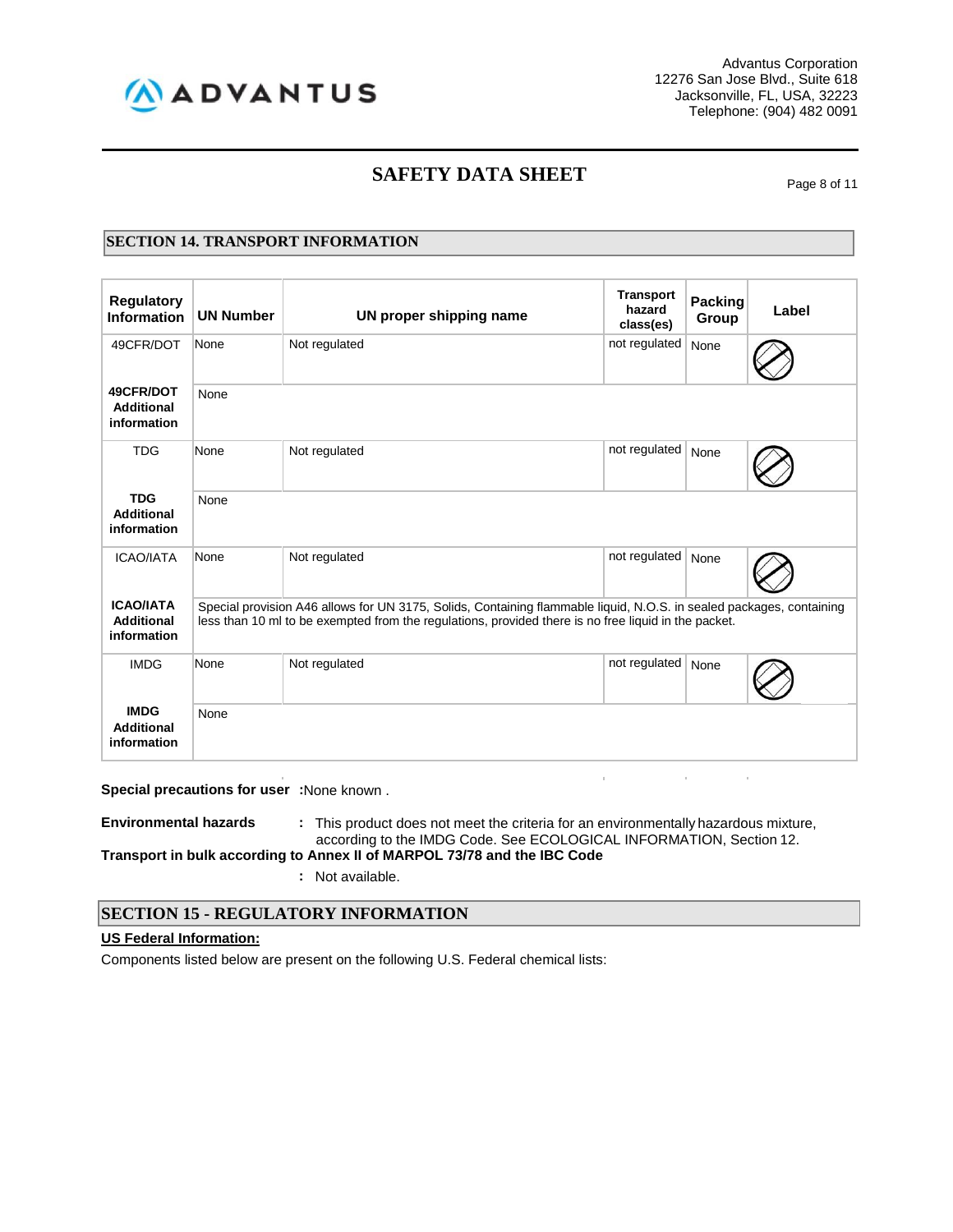Advantus Corporation
12276 San Jose Blvd., Suite 618
Jacksonville, FL, USA, 32223
Telephone: (904) 482 0091

# SAFETY DATA SHEET

## SECTION 14. TRANSPORT INFORMATION

| Regulatory Information | UN Number | UN proper shipping name | Transport hazard class(es) | Packing Group | Label |
|---|---|---|---|---|---|
| 49CFR/DOT | None | Not regulated | not regulated | None | |
| **49CFR/DOT Additional information** | None | | | | |
| TDG | None | Not regulated | not regulated | None | |
| **TDG Additional information** | None | | | | |
| ICAO/IATA | None | Not regulated | not regulated | None | |
| **ICAO/IATA Additional information** | Special provision A46 allows for UN 3175, Solids, Containing flammable liquid, N.O.S. in sealed packages, containing less than 10 ml to be exempted from the regulations, provided there is no free liquid in the packet. | | | | |
| IMDG | None | Not regulated | not regulated | None | |
| **IMDG Additional information** | None | | | | |

**Special precautions for user** : None known .

**Environmental hazards** : This product does not meet the criteria for an environmentally hazardous mixture, according to the IMDG Code. See ECOLOGICAL INFORMATION, Section 12.

**Transport in bulk according to Annex II of MARPOL 73/78 and the IBC Code**

: Not available.

## SECTION 15 - REGULATORY INFORMATION

**US Federal Information:**

Components listed below are present on the following U.S. Federal chemical lists: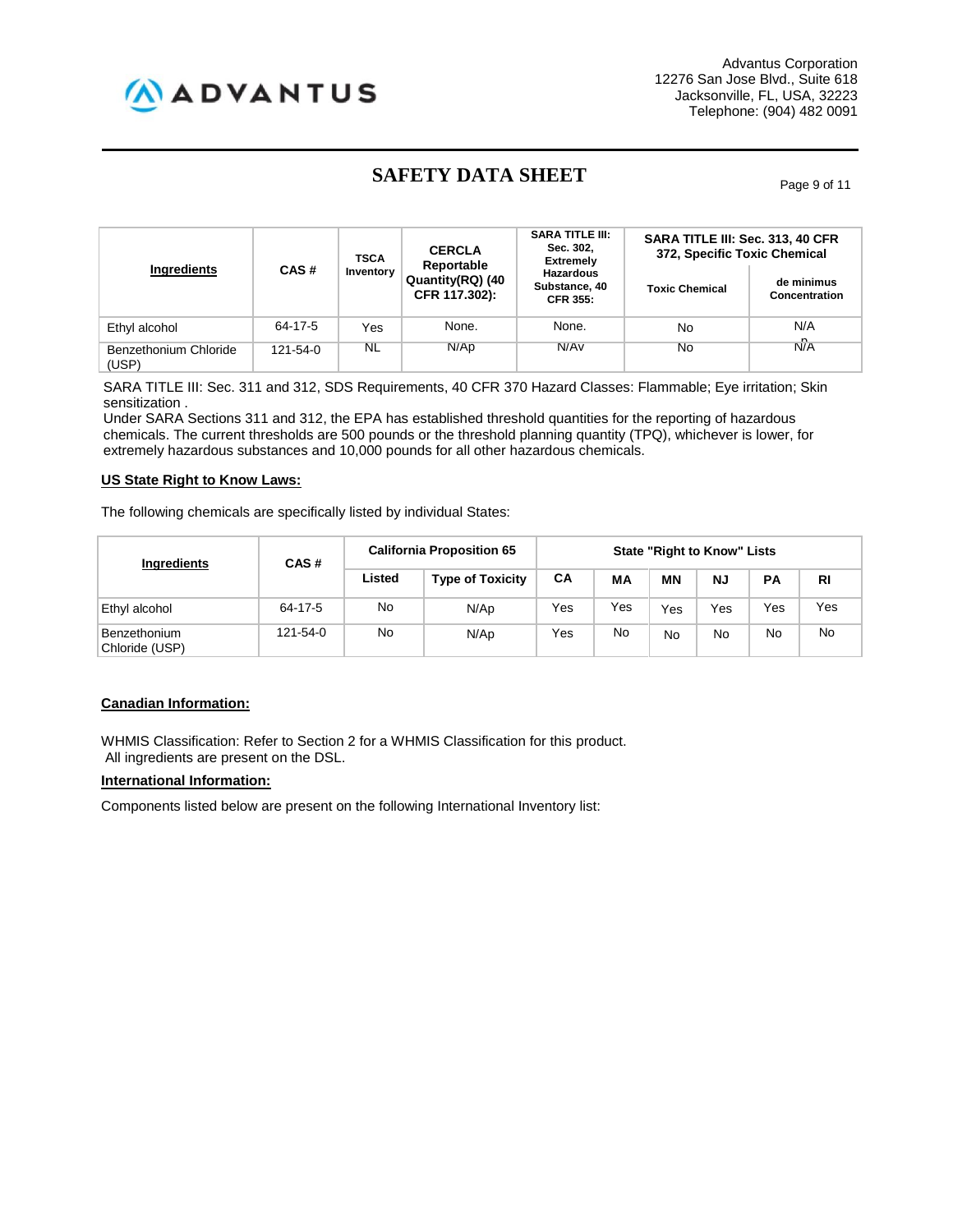| Ingredients | CAS # | TSCA Inventory | CERCLA Reportable Quantity(RQ) (40 CFR 117.302): | SARA TITLE III: Sec. 302, Extremely Hazardous Substance, 40 CFR 355: | SARA TITLE III: Sec. 313, 40 CFR 372, Specific Toxic Chemical | |
|---|---|---|---|---|---|---|
| | | | | | Toxic Chemical | de minimus Concentration |
| Ethyl alcohol | 64-17-5 | Yes | None. | None. | No | N/A |
| Benzethonium Chloride (USP) | 121-54-0 | NL | N/Ap | N/Av | No | N/A |

SARA TITLE III: Sec. 311 and 312, SDS Requirements, 40 CFR 370 Hazard Classes: Flammable; Eye irritation; Skin sensitization .

Under SARA Sections 311 and 312, the EPA has established threshold quantities for the reporting of hazardous chemicals. The current thresholds are 500 pounds or the threshold planning quantity (TPQ), whichever is lower, for extremely hazardous substances and 10,000 pounds for all other hazardous chemicals.

**US State Right to Know Laws:**

The following chemicals are specifically listed by individual States:

| Ingredients | CAS # | California Proposition 65 | | State "Right to Know" Lists | | | | | |
|---|---|---|---|---|---|---|---|---|---|
| | | Listed | Type of Toxicity | CA | MA | MN | NJ | PA | RI |
| Ethyl alcohol | 64-17-5 | No | N/Ap | Yes | Yes | Yes | Yes | Yes | Yes |
| Benzethonium Chloride (USP) | 121-54-0 | No | N/Ap | Yes | No | No | No | No | No |

**Canadian Information:**

WHMIS Classification: Refer to Section 2 for a WHMIS Classification for this product.
All ingredients are present on the DSL.

**International Information:**

Components listed below are present on the following International Inventory list: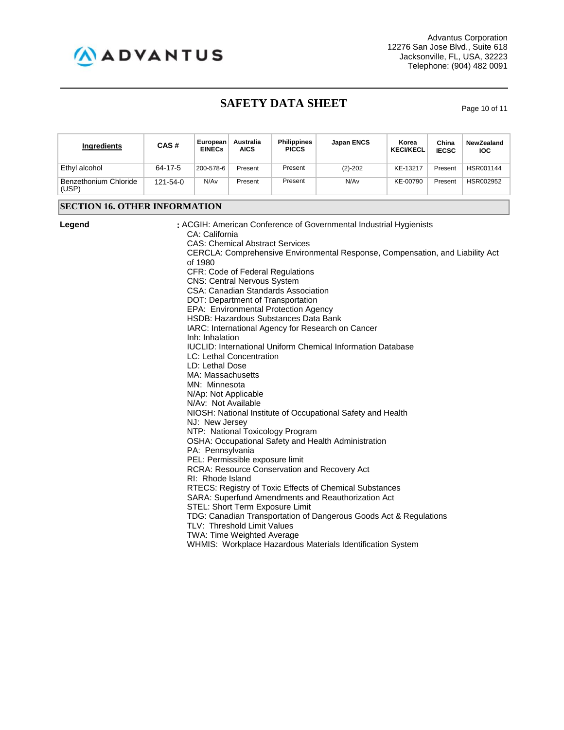| Ingredients | CAS # | European EINECs | Australia AICS | Philippines PICCS | Japan ENCS | Korea KECI/KECL | China IECSC | NewZealand IOC |
|---|---|---|---|---|---|---|---|---|
| Ethyl alcohol | 64-17-5 | 200-578-6 | Present | Present | (2)-202 | KE-13217 | Present | HSR001144 |
| Benzethonium Chloride (USP) | 121-54-0 | N/Av | Present | Present | N/Av | KE-00790 | Present | HSR002952 |

## SECTION 16. OTHER INFORMATION

**Legend** : ACGIH: American Conference of Governmental Industrial Hygienists
CA: California
CAS: Chemical Abstract Services
CERCLA: Comprehensive Environmental Response, Compensation, and Liability Act of 1980
CFR: Code of Federal Regulations
CNS: Central Nervous System
CSA: Canadian Standards Association
DOT: Department of Transportation
EPA: Environmental Protection Agency
HSDB: Hazardous Substances Data Bank
IARC: International Agency for Research on Cancer
Inh: Inhalation
IUCLID: International Uniform Chemical Information Database
LC: Lethal Concentration
LD: Lethal Dose
MA: Massachusetts
MN: Minnesota
N/Ap: Not Applicable
N/Av: Not Available
NIOSH: National Institute of Occupational Safety and Health
NJ: New Jersey
NTP: National Toxicology Program
OSHA: Occupational Safety and Health Administration
PA: Pennsylvania
PEL: Permissible exposure limit
RCRA: Resource Conservation and Recovery Act
RI: Rhode Island
RTECS: Registry of Toxic Effects of Chemical Substances
SARA: Superfund Amendments and Reauthorization Act
STEL: Short Term Exposure Limit
TDG: Canadian Transportation of Dangerous Goods Act & Regulations
TLV: Threshold Limit Values
TWA: Time Weighted Average
WHMIS: Workplace Hazardous Materials Identification System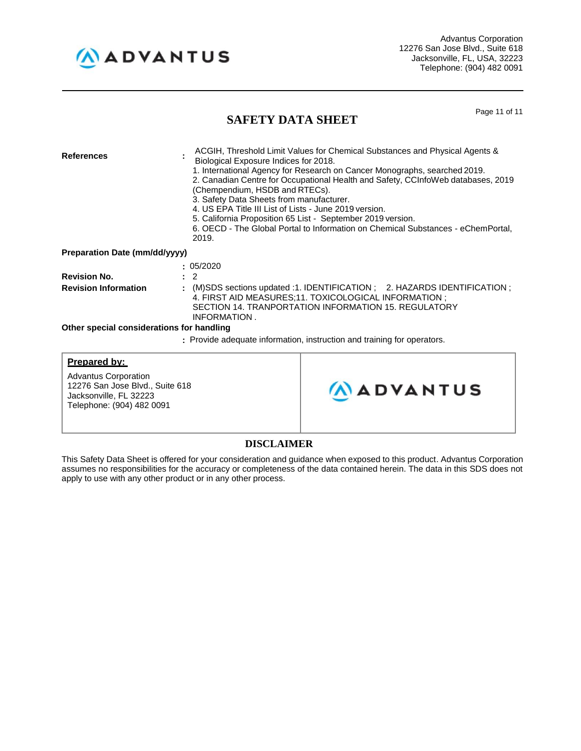# SAFETY DATA SHEET

**References** : ACGIH, Threshold Limit Values for Chemical Substances and Physical Agents & Biological Exposure Indices for 2018.
1. International Agency for Research on Cancer Monographs, searched 2019.
2. Canadian Centre for Occupational Health and Safety, CCInfoWeb databases, 2019 (Chempendium, HSDB and RTECs).
3. Safety Data Sheets from manufacturer.
4. US EPA Title III List of Lists - June 2019 version.
5. California Proposition 65 List - September 2019 version.
6. OECD - The Global Portal to Information on Chemical Substances - eChemPortal, 2019.

**Preparation Date (mm/dd/yyyy)** : 05/2020

**Revision No.** : 2

**Revision Information** : (M)SDS sections updated :1. IDENTIFICATION ; 2. HAZARDS IDENTIFICATION ; 4. FIRST AID MEASURES;11. TOXICOLOGICAL INFORMATION ; SECTION 14. TRANPORTATION INFORMATION 15. REGULATORY INFORMATION .

**Other special considerations for handling** : Provide adequate information, instruction and training for operators.

| | |
|---|---|
| **Prepared by:**<br>Advantus Corporation<br>12276 San Jose Blvd., Suite 618<br>Jacksonville, FL 32223<br>Telephone: (904) 482 0091 | ADVANTUS |

## DISCLAIMER

This Safety Data Sheet is offered for your consideration and guidance when exposed to this product. Advantus Corporation assumes no responsibilities for the accuracy or completeness of the data contained herein. The data in this SDS does not apply to use with any other product or in any other process.